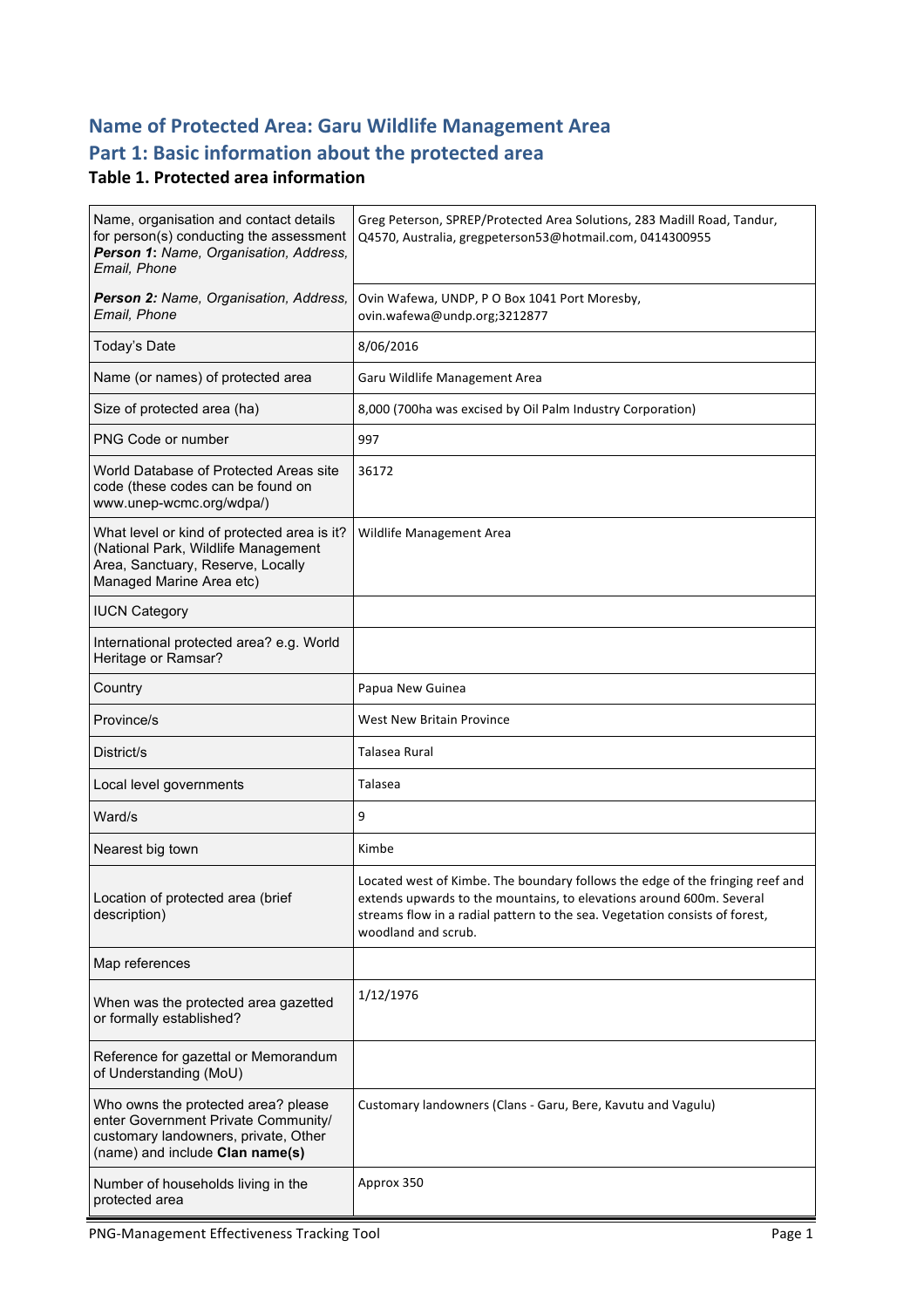# Name of Protected Area: Garu Wildlife Management Area

# Part 1: Basic information about the protected area

### Table 1. Protected area information

| | |
|---|---|
| Name, organisation and contact details for person(s) conducting the assessment ***Person 1:*** *Name, Organisation, Address, Email, Phone* | Greg Peterson, SPREP/Protected Area Solutions, 283 Madill Road, Tandur, Q4570, Australia, gregpeterson53@hotmail.com, 0414300955 |
| ***Person 2:*** *Name, Organisation, Address, Email, Phone* | Ovin Wafewa, UNDP, P O Box 1041 Port Moresby, ovin.wafewa@undp.org;3212877 |
| Today's Date | 8/06/2016 |
| Name (or names) of protected area | Garu Wildlife Management Area |
| Size of protected area (ha) | 8,000 (700ha was excised by Oil Palm Industry Corporation) |
| PNG Code or number | 997 |
| World Database of Protected Areas site code (these codes can be found on www.unep-wcmc.org/wdpa/) | 36172 |
| What level or kind of protected area is it? (National Park, Wildlife Management Area, Sanctuary, Reserve, Locally Managed Marine Area etc) | Wildlife Management Area |
| IUCN Category | |
| International protected area? e.g. World Heritage or Ramsar? | |
| Country | Papua New Guinea |
| Province/s | West New Britain Province |
| District/s | Talasea Rural |
| Local level governments | Talasea |
| Ward/s | 9 |
| Nearest big town | Kimbe |
| Location of protected area (brief description) | Located west of Kimbe. The boundary follows the edge of the fringing reef and extends upwards to the mountains, to elevations around 600m. Several streams flow in a radial pattern to the sea. Vegetation consists of forest, woodland and scrub. |
| Map references | |
| When was the protected area gazetted or formally established? | 1/12/1976 |
| Reference for gazettal or Memorandum of Understanding (MoU) | |
| Who owns the protected area? please enter Government Private Community/ customary landowners, private, Other (name) and include **Clan name(s)** | Customary landowners (Clans - Garu, Bere, Kavutu and Vagulu) |
| Number of households living in the protected area | Approx 350 |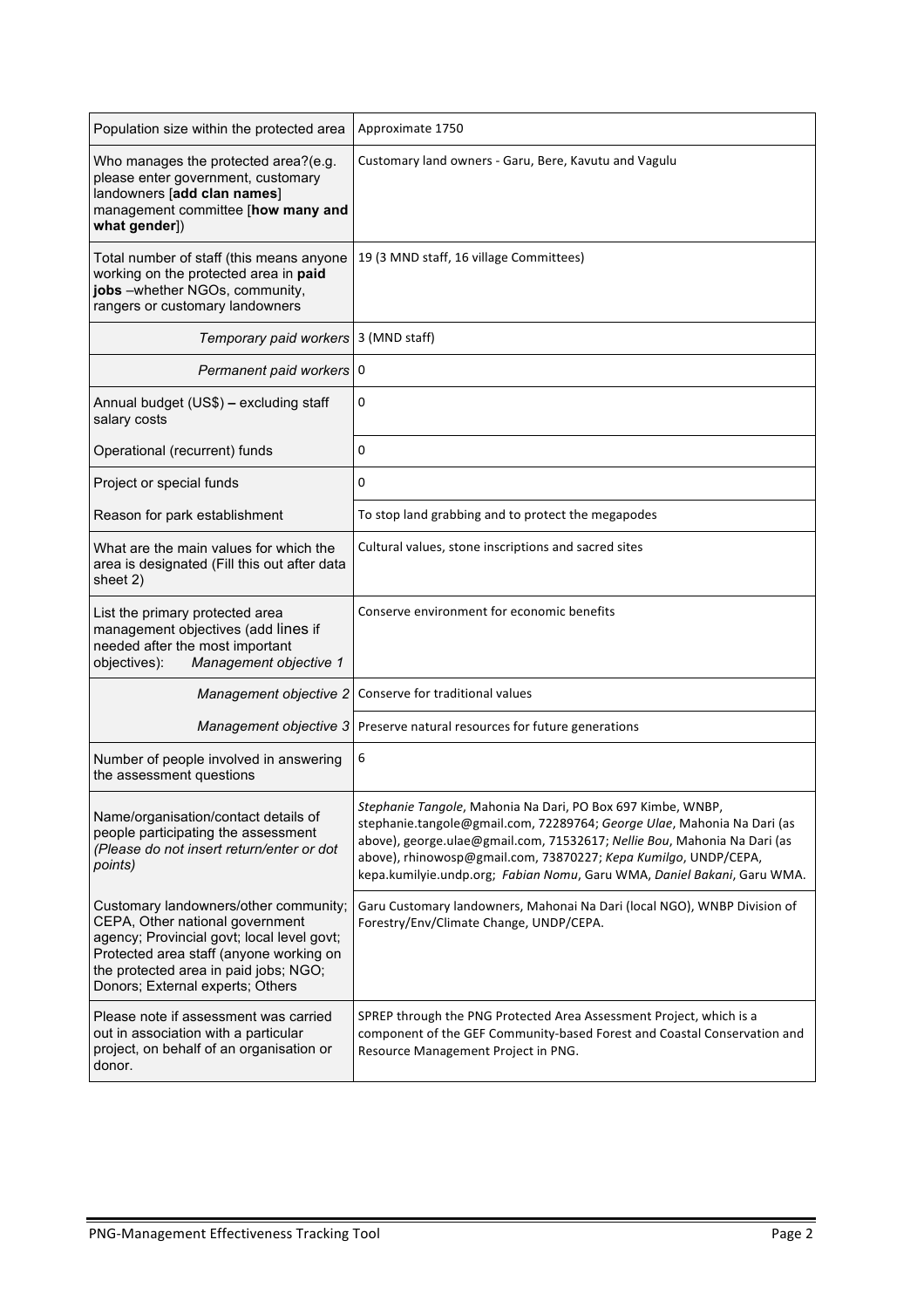| | |
|---|---|
| Population size within the protected area | Approximate 1750 |
| Who manages the protected area?(e.g. please enter government, customary landowners [**add clan names**] management committee [**how many and what gender**]) | Customary land owners - Garu, Bere, Kavutu and Vagulu |
| Total number of staff (this means anyone working on the protected area in **paid jobs** –whether NGOs, community, rangers or customary landowners | 19 (3 MND staff, 16 village Committees) |
| *Temporary paid workers* | 3 (MND staff) |
| *Permanent paid workers* | 0 |
| Annual budget (US$) **–** excluding staff salary costs | 0 |
| Operational (recurrent) funds | 0 |
| Project or special funds | 0 |
| Reason for park establishment | To stop land grabbing and to protect the megapodes |
| What are the main values for which the area is designated (Fill this out after data sheet 2) | Cultural values, stone inscriptions and sacred sites |
| List the primary protected area management objectives (add lines if needed after the most important objectives): *Management objective 1* | Conserve environment for economic benefits |
| *Management objective 2* | Conserve for traditional values |
| *Management objective 3* | Preserve natural resources for future generations |
| Number of people involved in answering the assessment questions | 6 |
| Name/organisation/contact details of people participating the assessment *(Please do not insert return/enter or dot points)* | *Stephanie Tangole*, Mahonia Na Dari, PO Box 697 Kimbe, WNBP, stephanie.tangole@gmail.com, 72289764; *George Ulae*, Mahonia Na Dari (as above), george.ulae@gmail.com, 71532617; *Nellie Bou*, Mahonia Na Dari (as above), rhinowosp@gmail.com, 73870227; *Kepa Kumilgo*, UNDP/CEPA, kepa.kumilyie.undp.org; *Fabian Nomu*, Garu WMA, *Daniel Bakani*, Garu WMA. |
| Customary landowners/other community; CEPA, Other national government agency; Provincial govt; local level govt; Protected area staff (anyone working on the protected area in paid jobs; NGO; Donors; External experts; Others | Garu Customary landowners, Mahonai Na Dari (local NGO), WNBP Division of Forestry/Env/Climate Change, UNDP/CEPA. |
| Please note if assessment was carried out in association with a particular project, on behalf of an organisation or donor. | SPREP through the PNG Protected Area Assessment Project, which is a component of the GEF Community-based Forest and Coastal Conservation and Resource Management Project in PNG. |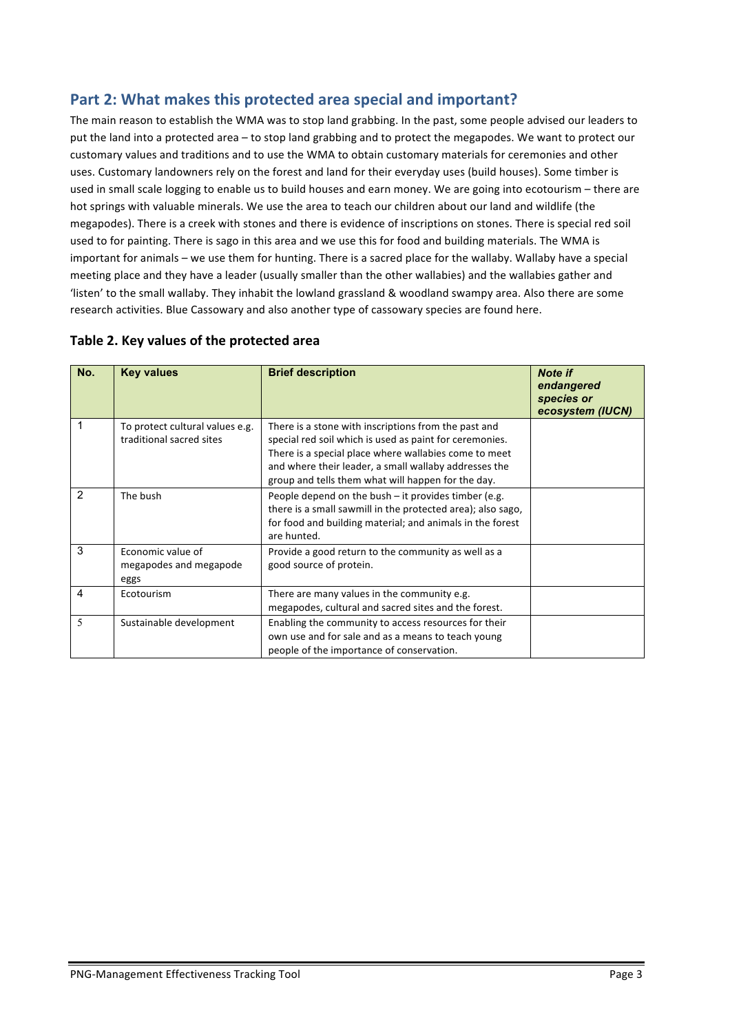## Part 2: What makes this protected area special and important?

The main reason to establish the WMA was to stop land grabbing. In the past, some people advised our leaders to put the land into a protected area – to stop land grabbing and to protect the megapodes. We want to protect our customary values and traditions and to use the WMA to obtain customary materials for ceremonies and other uses. Customary landowners rely on the forest and land for their everyday uses (build houses). Some timber is used in small scale logging to enable us to build houses and earn money. We are going into ecotourism – there are hot springs with valuable minerals. We use the area to teach our children about our land and wildlife (the megapodes). There is a creek with stones and there is evidence of inscriptions on stones. There is special red soil used to for painting. There is sago in this area and we use this for food and building materials. The WMA is important for animals – we use them for hunting. There is a sacred place for the wallaby. Wallaby have a special meeting place and they have a leader (usually smaller than the other wallabies) and the wallabies gather and 'listen' to the small wallaby. They inhabit the lowland grassland & woodland swampy area. Also there are some research activities. Blue Cassowary and also another type of cassowary species are found here.

### Table 2. Key values of the protected area

| No. | Key values | Brief description | *Note if endangered species or ecosystem (IUCN)* |
|---|---|---|---|
| 1 | To protect cultural values e.g. traditional sacred sites | There is a stone with inscriptions from the past and special red soil which is used as paint for ceremonies. There is a special place where wallabies come to meet and where their leader, a small wallaby addresses the group and tells them what will happen for the day. | |
| 2 | The bush | People depend on the bush – it provides timber (e.g. there is a small sawmill in the protected area); also sago, for food and building material; and animals in the forest are hunted. | |
| 3 | Economic value of megapodes and megapode eggs | Provide a good return to the community as well as a good source of protein. | |
| 4 | Ecotourism | There are many values in the community e.g. megapodes, cultural and sacred sites and the forest. | |
| 5 | Sustainable development | Enabling the community to access resources for their own use and for sale and as a means to teach young people of the importance of conservation. | |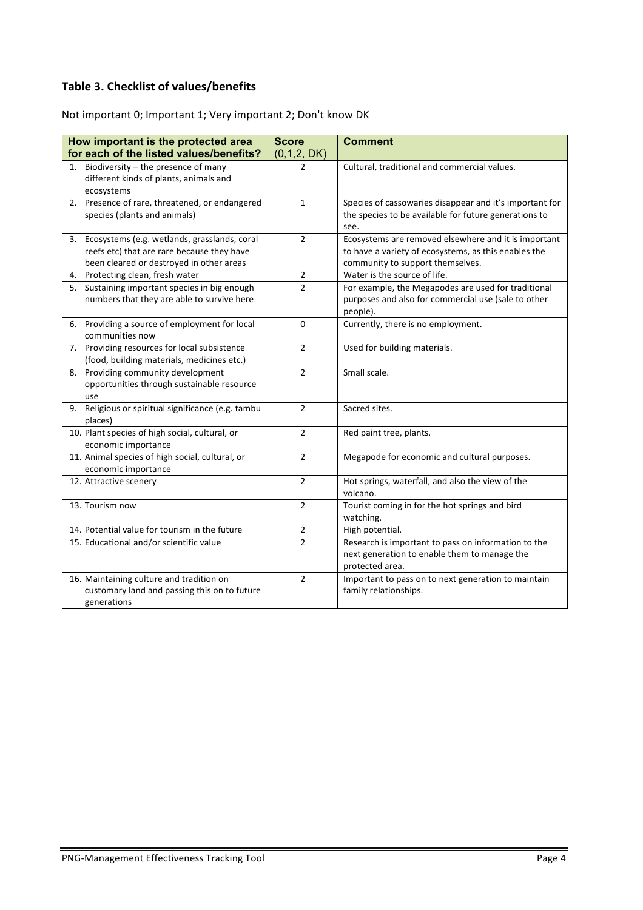## Table 3. Checklist of values/benefits

Not important 0; Important 1; Very important 2; Don't know DK

| How important is the protected area for each of the listed values/benefits? | Score (0,1,2, DK) | Comment |
|---|---|---|
| 1. Biodiversity – the presence of many different kinds of plants, animals and ecosystems | 2 | Cultural, traditional and commercial values. |
| 2. Presence of rare, threatened, or endangered species (plants and animals) | 1 | Species of cassowaries disappear and it's important for the species to be available for future generations to see. |
| 3. Ecosystems (e.g. wetlands, grasslands, coral reefs etc) that are rare because they have been cleared or destroyed in other areas | 2 | Ecosystems are removed elsewhere and it is important to have a variety of ecosystems, as this enables the community to support themselves. |
| 4. Protecting clean, fresh water | 2 | Water is the source of life. |
| 5. Sustaining important species in big enough numbers that they are able to survive here | 2 | For example, the Megapodes are used for traditional purposes and also for commercial use (sale to other people). |
| 6. Providing a source of employment for local communities now | 0 | Currently, there is no employment. |
| 7. Providing resources for local subsistence (food, building materials, medicines etc.) | 2 | Used for building materials. |
| 8. Providing community development opportunities through sustainable resource use | 2 | Small scale. |
| 9. Religious or spiritual significance (e.g. tambu places) | 2 | Sacred sites. |
| 10. Plant species of high social, cultural, or economic importance | 2 | Red paint tree, plants. |
| 11. Animal species of high social, cultural, or economic importance | 2 | Megapode for economic and cultural purposes. |
| 12. Attractive scenery | 2 | Hot springs, waterfall, and also the view of the volcano. |
| 13. Tourism now | 2 | Tourist coming in for the hot springs and bird watching. |
| 14. Potential value for tourism in the future | 2 | High potential. |
| 15. Educational and/or scientific value | 2 | Research is important to pass on information to the next generation to enable them to manage the protected area. |
| 16. Maintaining culture and tradition on customary land and passing this on to future generations | 2 | Important to pass on to next generation to maintain family relationships. |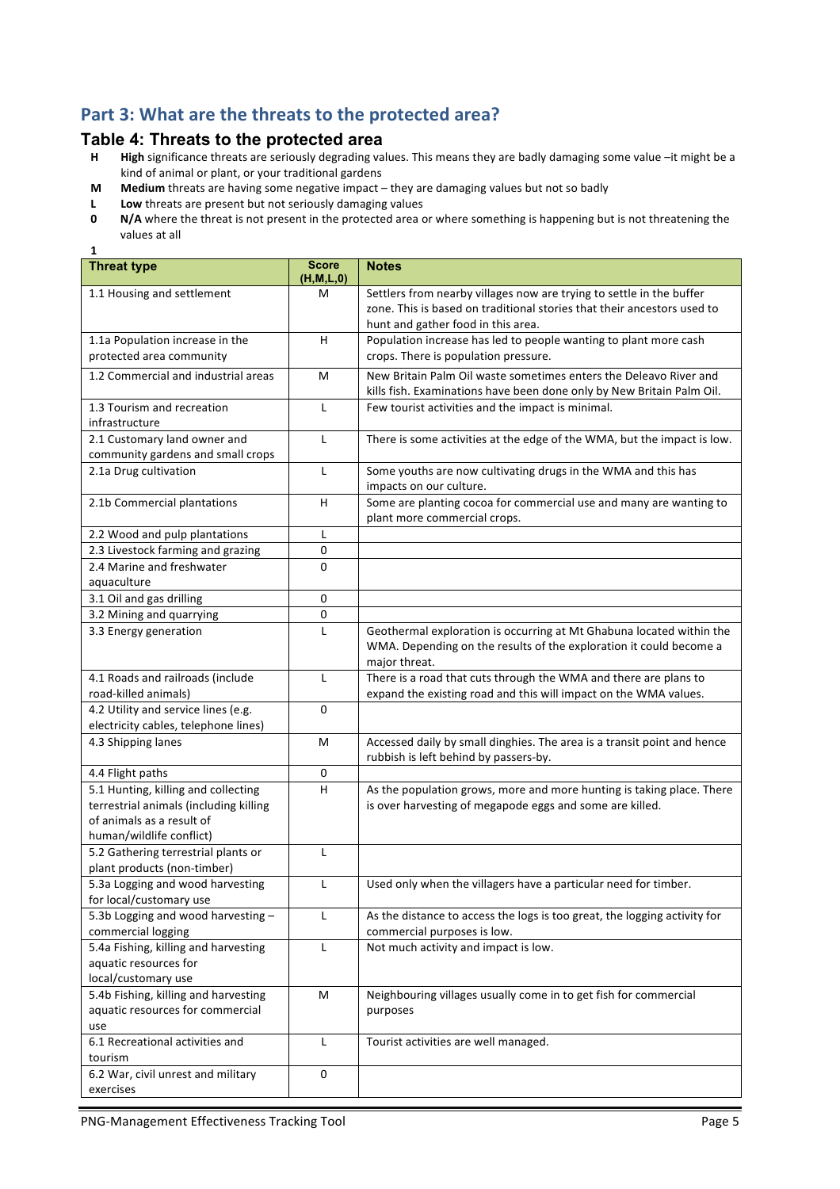## Part 3: What are the threats to the protected area?

### Table 4: Threats to the protected area

- **H** **High** significance threats are seriously degrading values. This means they are badly damaging some value –it might be a kind of animal or plant, or your traditional gardens
- **M** **Medium** threats are having some negative impact – they are damaging values but not so badly
- **L** **Low** threats are present but not seriously damaging values
- **0** **N/A** where the threat is not present in the protected area or where something is happening but is not threatening the values at all

**1**

| Threat type | Score (H,M,L,0) | Notes |
|---|---|---|
| 1.1 Housing and settlement | M | Settlers from nearby villages now are trying to settle in the buffer zone. This is based on traditional stories that their ancestors used to hunt and gather food in this area. |
| 1.1a Population increase in the protected area community | H | Population increase has led to people wanting to plant more cash crops. There is population pressure. |
| 1.2 Commercial and industrial areas | M | New Britain Palm Oil waste sometimes enters the Deleavo River and kills fish. Examinations have been done only by New Britain Palm Oil. |
| 1.3 Tourism and recreation infrastructure | L | Few tourist activities and the impact is minimal. |
| 2.1 Customary land owner and community gardens and small crops | L | There is some activities at the edge of the WMA, but the impact is low. |
| 2.1a Drug cultivation | L | Some youths are now cultivating drugs in the WMA and this has impacts on our culture. |
| 2.1b Commercial plantations | H | Some are planting cocoa for commercial use and many are wanting to plant more commercial crops. |
| 2.2 Wood and pulp plantations | L | |
| 2.3 Livestock farming and grazing | 0 | |
| 2.4 Marine and freshwater aquaculture | 0 | |
| 3.1 Oil and gas drilling | 0 | |
| 3.2 Mining and quarrying | 0 | |
| 3.3 Energy generation | L | Geothermal exploration is occurring at Mt Ghabuna located within the WMA. Depending on the results of the exploration it could become a major threat. |
| 4.1 Roads and railroads (include road-killed animals) | L | There is a road that cuts through the WMA and there are plans to expand the existing road and this will impact on the WMA values. |
| 4.2 Utility and service lines (e.g. electricity cables, telephone lines) | 0 | |
| 4.3 Shipping lanes | M | Accessed daily by small dinghies. The area is a transit point and hence rubbish is left behind by passers-by. |
| 4.4 Flight paths | 0 | |
| 5.1 Hunting, killing and collecting terrestrial animals (including killing of animals as a result of human/wildlife conflict) | H | As the population grows, more and more hunting is taking place. There is over harvesting of megapode eggs and some are killed. |
| 5.2 Gathering terrestrial plants or plant products (non-timber) | L | |
| 5.3a Logging and wood harvesting for local/customary use | L | Used only when the villagers have a particular need for timber. |
| 5.3b Logging and wood harvesting – commercial logging | L | As the distance to access the logs is too great, the logging activity for commercial purposes is low. |
| 5.4a Fishing, killing and harvesting aquatic resources for local/customary use | L | Not much activity and impact is low. |
| 5.4b Fishing, killing and harvesting aquatic resources for commercial use | M | Neighbouring villages usually come in to get fish for commercial purposes |
| 6.1 Recreational activities and tourism | L | Tourist activities are well managed. |
| 6.2 War, civil unrest and military exercises | 0 | |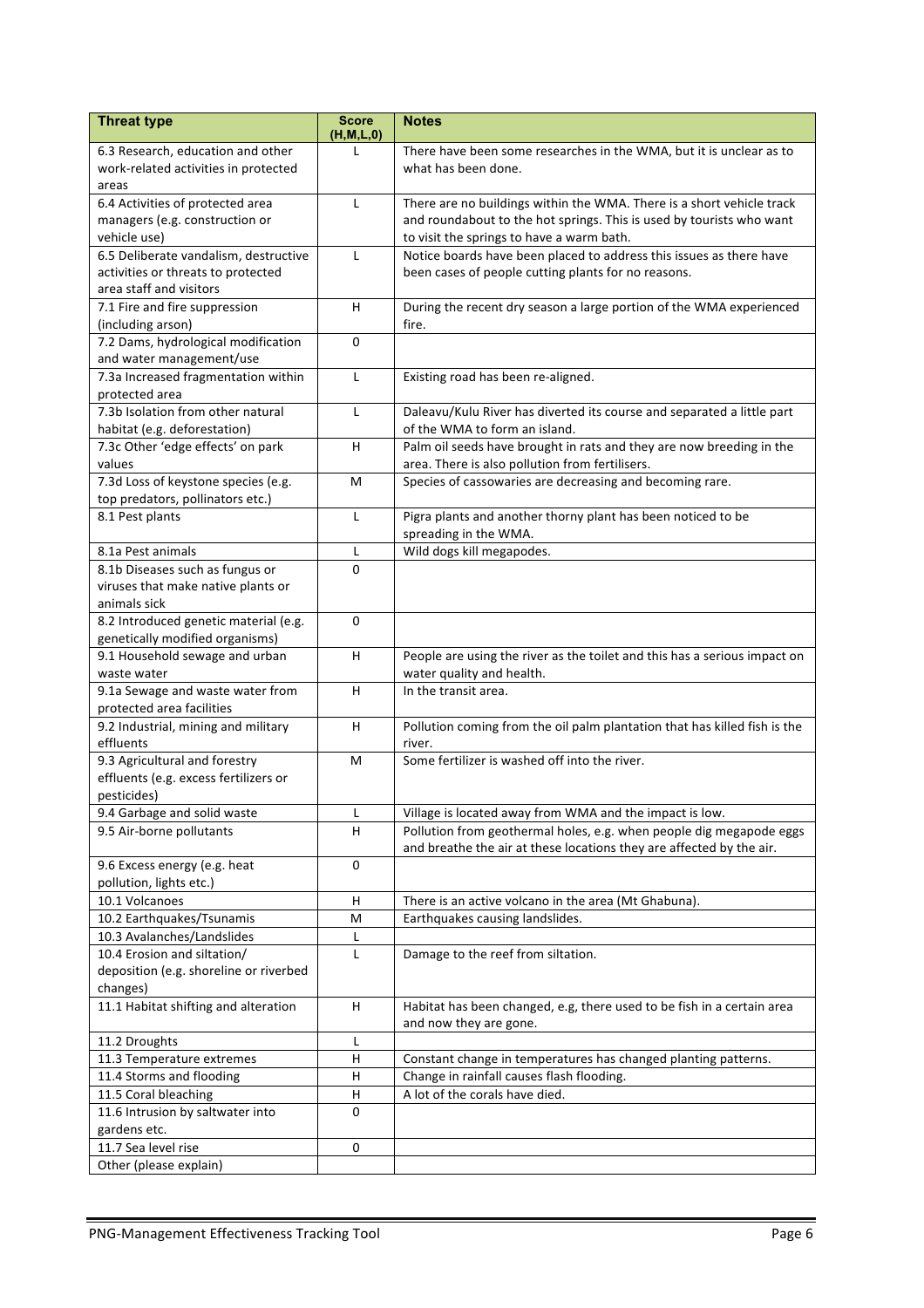| Threat type | Score (H,M,L,0) | Notes |
|---|---|---|
| 6.3 Research, education and other work-related activities in protected areas | L | There have been some researches in the WMA, but it is unclear as to what has been done. |
| 6.4 Activities of protected area managers (e.g. construction or vehicle use) | L | There are no buildings within the WMA. There is a short vehicle track and roundabout to the hot springs. This is used by tourists who want to visit the springs to have a warm bath. |
| 6.5 Deliberate vandalism, destructive activities or threats to protected area staff and visitors | L | Notice boards have been placed to address this issues as there have been cases of people cutting plants for no reasons. |
| 7.1 Fire and fire suppression (including arson) | H | During the recent dry season a large portion of the WMA experienced fire. |
| 7.2 Dams, hydrological modification and water management/use | 0 | |
| 7.3a Increased fragmentation within protected area | L | Existing road has been re-aligned. |
| 7.3b Isolation from other natural habitat (e.g. deforestation) | L | Daleavu/Kulu River has diverted its course and separated a little part of the WMA to form an island. |
| 7.3c Other 'edge effects' on park values | H | Palm oil seeds have brought in rats and they are now breeding in the area. There is also pollution from fertilisers. |
| 7.3d Loss of keystone species (e.g. top predators, pollinators etc.) | M | Species of cassowaries are decreasing and becoming rare. |
| 8.1 Pest plants | L | Pigra plants and another thorny plant has been noticed to be spreading in the WMA. |
| 8.1a Pest animals | L | Wild dogs kill megapodes. |
| 8.1b Diseases such as fungus or viruses that make native plants or animals sick | 0 | |
| 8.2 Introduced genetic material (e.g. genetically modified organisms) | 0 | |
| 9.1 Household sewage and urban waste water | H | People are using the river as the toilet and this has a serious impact on water quality and health. |
| 9.1a Sewage and waste water from protected area facilities | H | In the transit area. |
| 9.2 Industrial, mining and military effluents | H | Pollution coming from the oil palm plantation that has killed fish is the river. |
| 9.3 Agricultural and forestry effluents (e.g. excess fertilizers or pesticides) | M | Some fertilizer is washed off into the river. |
| 9.4 Garbage and solid waste | L | Village is located away from WMA and the impact is low. |
| 9.5 Air-borne pollutants | H | Pollution from geothermal holes, e.g. when people dig megapode eggs and breathe the air at these locations they are affected by the air. |
| 9.6 Excess energy (e.g. heat pollution, lights etc.) | 0 | |
| 10.1 Volcanoes | H | There is an active volcano in the area (Mt Ghabuna). |
| 10.2 Earthquakes/Tsunamis | M | Earthquakes causing landslides. |
| 10.3 Avalanches/Landslides | L | |
| 10.4 Erosion and siltation/ deposition (e.g. shoreline or riverbed changes) | L | Damage to the reef from siltation. |
| 11.1 Habitat shifting and alteration | H | Habitat has been changed, e.g, there used to be fish in a certain area and now they are gone. |
| 11.2 Droughts | L | |
| 11.3 Temperature extremes | H | Constant change in temperatures has changed planting patterns. |
| 11.4 Storms and flooding | H | Change in rainfall causes flash flooding. |
| 11.5 Coral bleaching | H | A lot of the corals have died. |
| 11.6 Intrusion by saltwater into gardens etc. | 0 | |
| 11.7 Sea level rise | 0 | |
| Other (please explain) | | |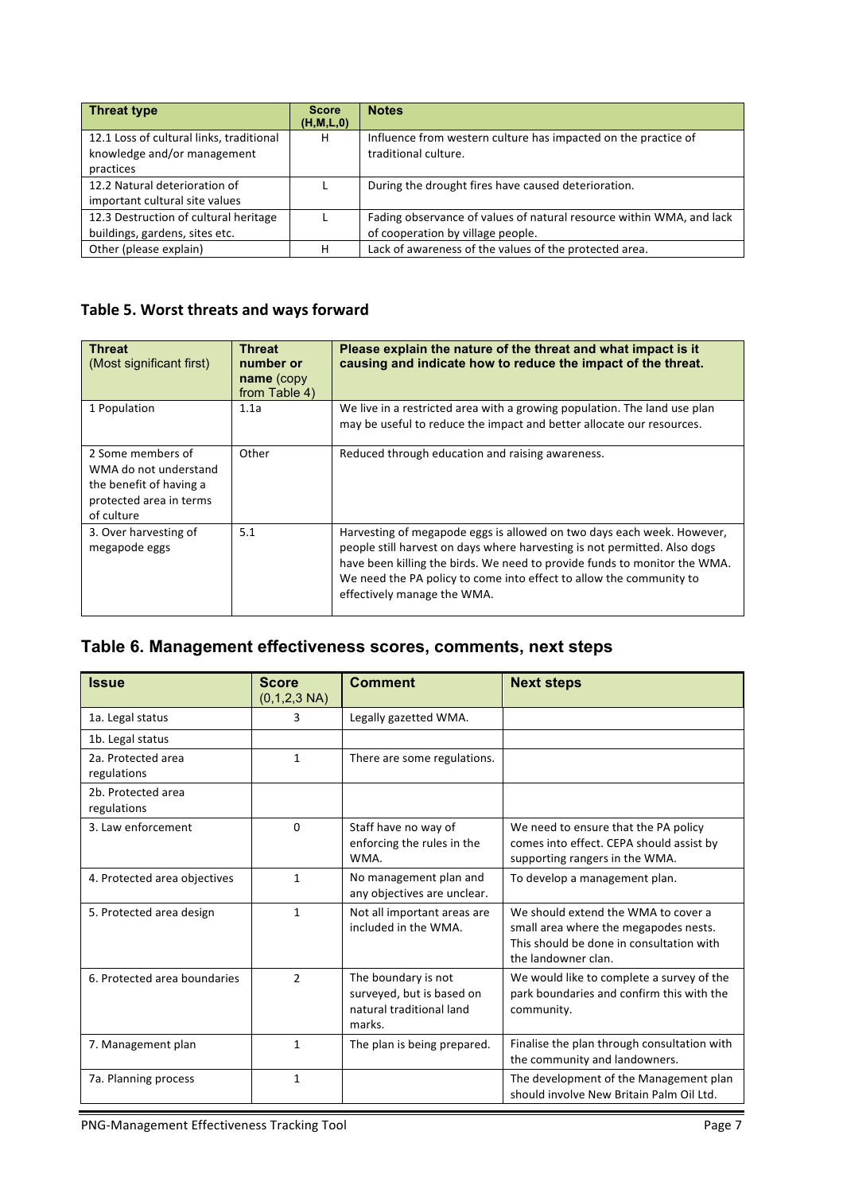| Threat type | Score (H,M,L,0) | Notes |
|---|---|---|
| 12.1 Loss of cultural links, traditional knowledge and/or management practices | H | Influence from western culture has impacted on the practice of traditional culture. |
| 12.2 Natural deterioration of important cultural site values | L | During the drought fires have caused deterioration. |
| 12.3 Destruction of cultural heritage buildings, gardens, sites etc. | L | Fading observance of values of natural resource within WMA, and lack of cooperation by village people. |
| Other (please explain) | H | Lack of awareness of the values of the protected area. |

### Table 5. Worst threats and ways forward

| Threat (Most significant first) | Threat number or name (copy from Table 4) | Please explain the nature of the threat and what impact is it causing and indicate how to reduce the impact of the threat. |
|---|---|---|
| 1 Population | 1.1a | We live in a restricted area with a growing population. The land use plan may be useful to reduce the impact and better allocate our resources. |
| 2 Some members of WMA do not understand the benefit of having a protected area in terms of culture | Other | Reduced through education and raising awareness. |
| 3. Over harvesting of megapode eggs | 5.1 | Harvesting of megapode eggs is allowed on two days each week. However, people still harvest on days where harvesting is not permitted. Also dogs have been killing the birds. We need to provide funds to monitor the WMA. We need the PA policy to come into effect to allow the community to effectively manage the WMA. |

## Table 6. Management effectiveness scores, comments, next steps

| Issue | Score (0,1,2,3 NA) | Comment | Next steps |
|---|---|---|---|
| 1a. Legal status | 3 | Legally gazetted WMA. | |
| 1b. Legal status | | | |
| 2a. Protected area regulations | 1 | There are some regulations. | |
| 2b. Protected area regulations | | | |
| 3. Law enforcement | 0 | Staff have no way of enforcing the rules in the WMA. | We need to ensure that the PA policy comes into effect. CEPA should assist by supporting rangers in the WMA. |
| 4. Protected area objectives | 1 | No management plan and any objectives are unclear. | To develop a management plan. |
| 5. Protected area design | 1 | Not all important areas are included in the WMA. | We should extend the WMA to cover a small area where the megapodes nests. This should be done in consultation with the landowner clan. |
| 6. Protected area boundaries | 2 | The boundary is not surveyed, but is based on natural traditional land marks. | We would like to complete a survey of the park boundaries and confirm this with the community. |
| 7. Management plan | 1 | The plan is being prepared. | Finalise the plan through consultation with the community and landowners. |
| 7a. Planning process | 1 | | The development of the Management plan should involve New Britain Palm Oil Ltd. |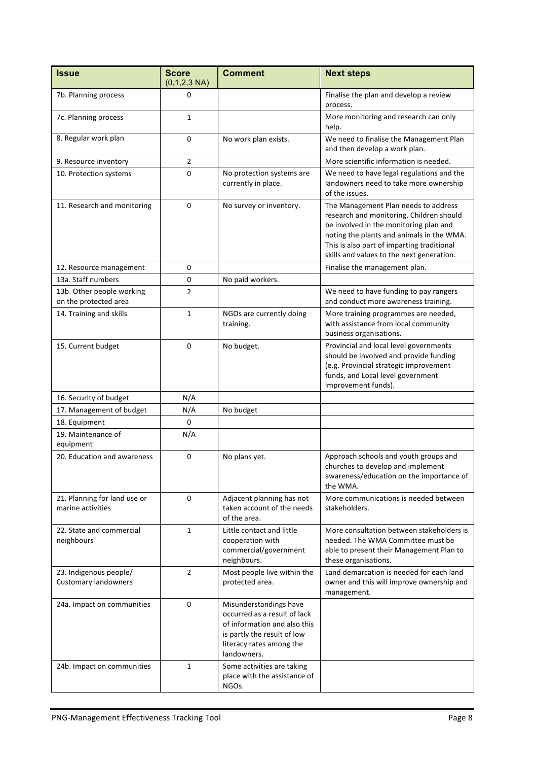| Issue | Score (0,1,2,3 NA) | Comment | Next steps |
|---|---|---|---|
| 7b. Planning process | 0 | | Finalise the plan and develop a review process. |
| 7c. Planning process | 1 | | More monitoring and research can only help. |
| 8. Regular work plan | 0 | No work plan exists. | We need to finalise the Management Plan and then develop a work plan. |
| 9. Resource inventory | 2 | | More scientific information is needed. |
| 10. Protection systems | 0 | No protection systems are currently in place. | We need to have legal regulations and the landowners need to take more ownership of the issues. |
| 11. Research and monitoring | 0 | No survey or inventory. | The Management Plan needs to address research and monitoring. Children should be involved in the monitoring plan and noting the plants and animals in the WMA. This is also part of imparting traditional skills and values to the next generation. |
| 12. Resource management | 0 | | Finalise the management plan. |
| 13a. Staff numbers | 0 | No paid workers. | |
| 13b. Other people working on the protected area | 2 | | We need to have funding to pay rangers and conduct more awareness training. |
| 14. Training and skills | 1 | NGOs are currently doing training. | More training programmes are needed, with assistance from local community business organisations. |
| 15. Current budget | 0 | No budget. | Provincial and local level governments should be involved and provide funding (e.g. Provincial strategic improvement funds, and Local level government improvement funds). |
| 16. Security of budget | N/A | | |
| 17. Management of budget | N/A | No budget | |
| 18. Equipment | 0 | | |
| 19. Maintenance of equipment | N/A | | |
| 20. Education and awareness | 0 | No plans yet. | Approach schools and youth groups and churches to develop and implement awareness/education on the importance of the WMA. |
| 21. Planning for land use or marine activities | 0 | Adjacent planning has not taken account of the needs of the area. | More communications is needed between stakeholders. |
| 22. State and commercial neighbours | 1 | Little contact and little cooperation with commercial/government neighbours. | More consultation between stakeholders is needed. The WMA Committee must be able to present their Management Plan to these organisations. |
| 23. Indigenous people/ Customary landowners | 2 | Most people live within the protected area. | Land demarcation is needed for each land owner and this will improve ownership and management. |
| 24a. Impact on communities | 0 | Misunderstandings have occurred as a result of lack of information and also this is partly the result of low literacy rates among the landowners. | |
| 24b. Impact on communities | 1 | Some activities are taking place with the assistance of NGOs. | |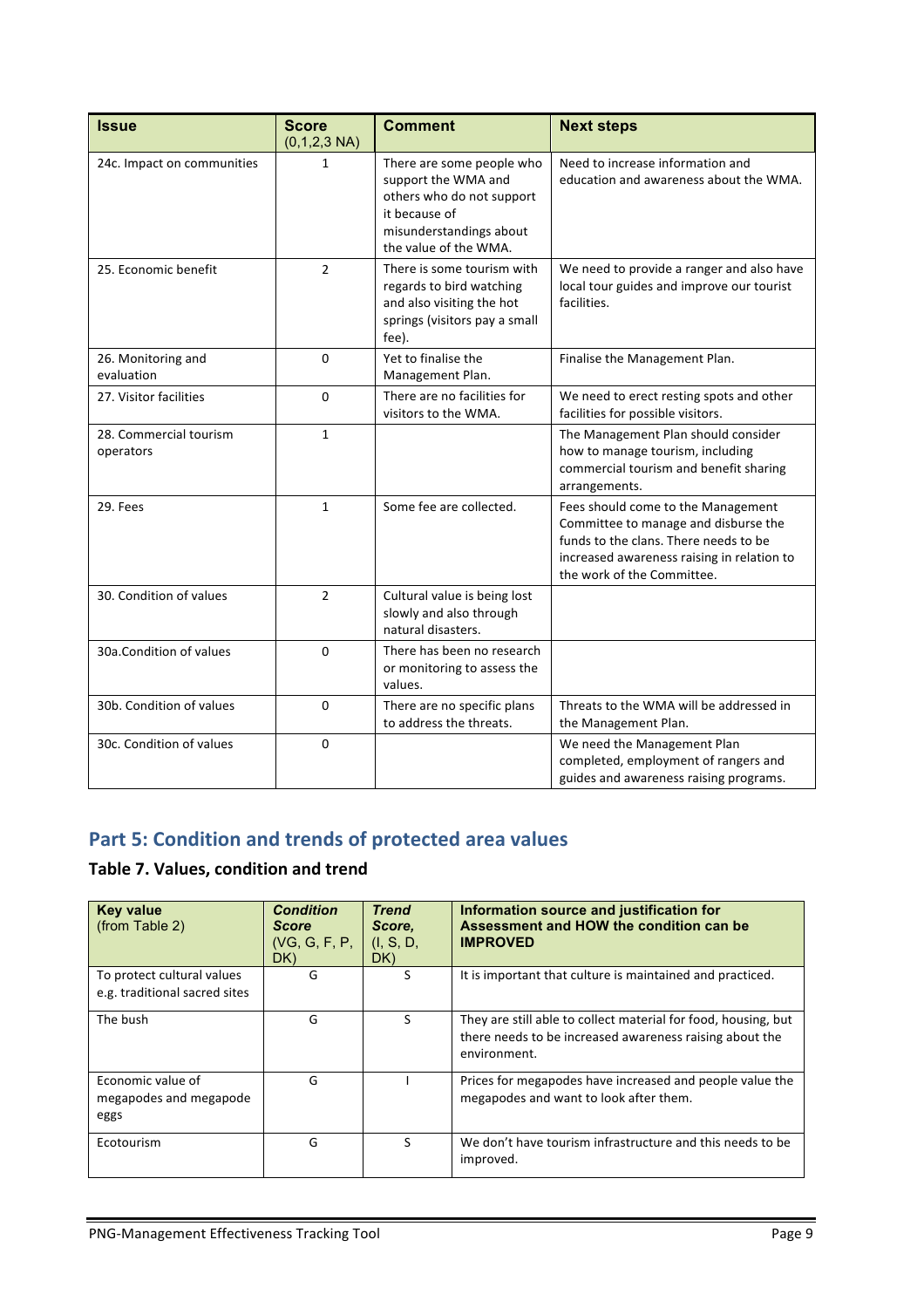| Issue | Score (0,1,2,3 NA) | Comment | Next steps |
|---|---|---|---|
| 24c. Impact on communities | 1 | There are some people who support the WMA and others who do not support it because of misunderstandings about the value of the WMA. | Need to increase information and education and awareness about the WMA. |
| 25. Economic benefit | 2 | There is some tourism with regards to bird watching and also visiting the hot springs (visitors pay a small fee). | We need to provide a ranger and also have local tour guides and improve our tourist facilities. |
| 26. Monitoring and evaluation | 0 | Yet to finalise the Management Plan. | Finalise the Management Plan. |
| 27. Visitor facilities | 0 | There are no facilities for visitors to the WMA. | We need to erect resting spots and other facilities for possible visitors. |
| 28. Commercial tourism operators | 1 | | The Management Plan should consider how to manage tourism, including commercial tourism and benefit sharing arrangements. |
| 29. Fees | 1 | Some fee are collected. | Fees should come to the Management Committee to manage and disburse the funds to the clans. There needs to be increased awareness raising in relation to the work of the Committee. |
| 30. Condition of values | 2 | Cultural value is being lost slowly and also through natural disasters. | |
| 30a.Condition of values | 0 | There has been no research or monitoring to assess the values. | |
| 30b. Condition of values | 0 | There are no specific plans to address the threats. | Threats to the WMA will be addressed in the Management Plan. |
| 30c. Condition of values | 0 | | We need the Management Plan completed, employment of rangers and guides and awareness raising programs. |

## Part 5: Condition and trends of protected area values

### Table 7. Values, condition and trend

| Key value (from Table 2) | *Condition Score* (VG, G, F, P, DK) | *Trend Score,* (I, S, D, DK) | Information source and justification for Assessment and HOW the condition can be IMPROVED |
|---|---|---|---|
| To protect cultural values e.g. traditional sacred sites | G | S | It is important that culture is maintained and practiced. |
| The bush | G | S | They are still able to collect material for food, housing, but there needs to be increased awareness raising about the environment. |
| Economic value of megapodes and megapode eggs | G | I | Prices for megapodes have increased and people value the megapodes and want to look after them. |
| Ecotourism | G | S | We don't have tourism infrastructure and this needs to be improved. |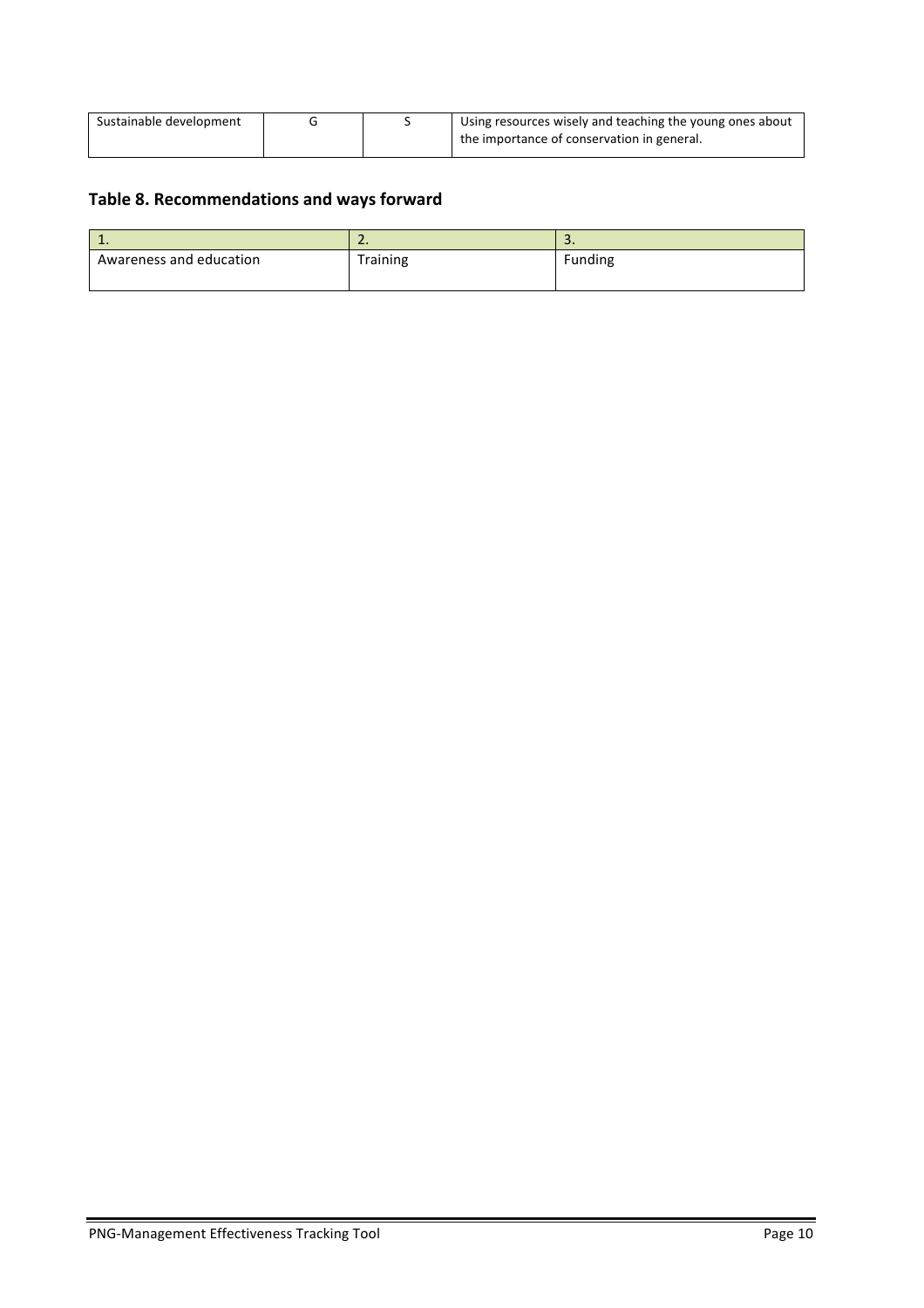| | | | |
|---|---|---|---|
| Sustainable development | G | S | Using resources wisely and teaching the young ones about the importance of conservation in general. |

## Table 8. Recommendations and ways forward

| 1. | 2. | 3. |
|---|---|---|
| Awareness and education | Training | Funding |